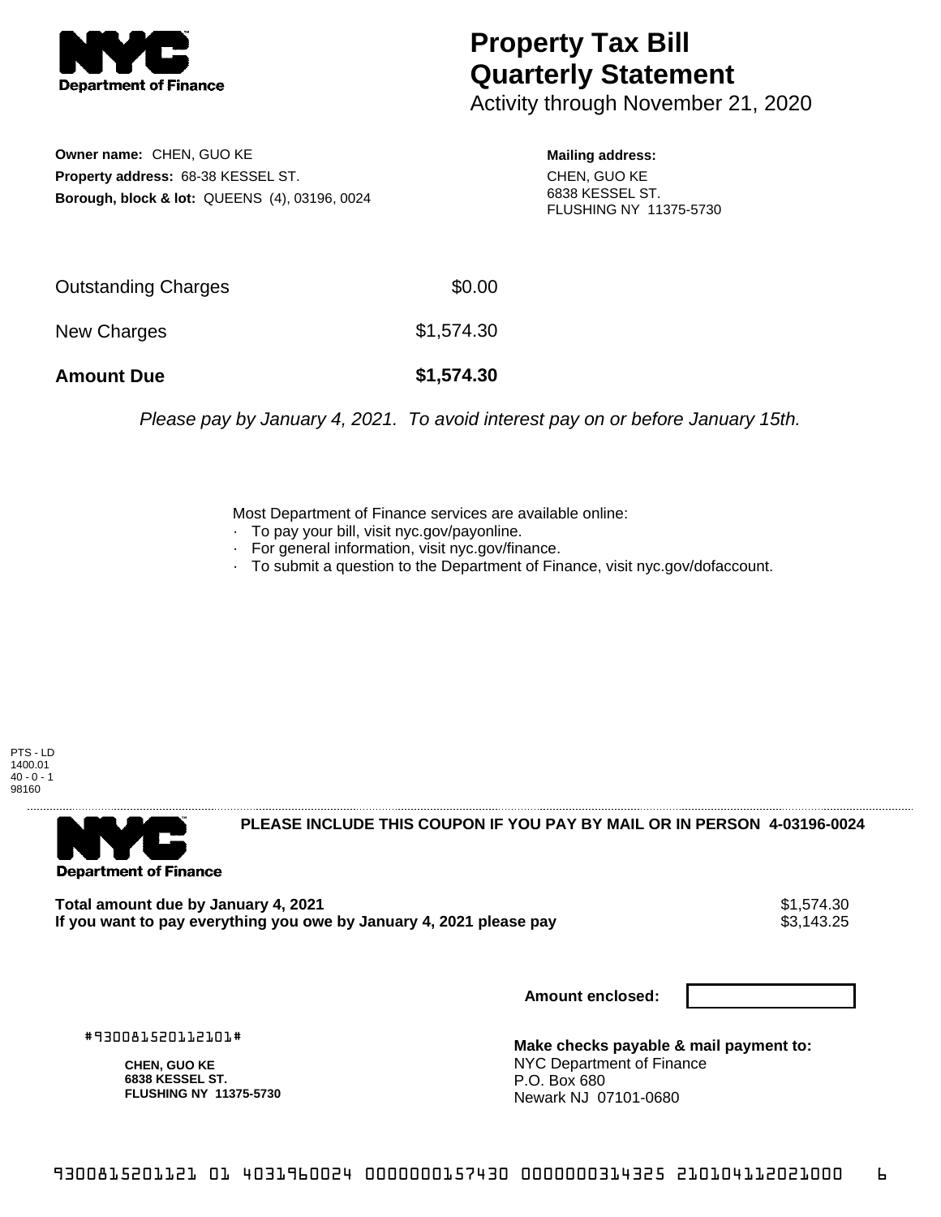# Property Tax Bill Quarterly Statement

Activity through November 21, 2020

**Owner name:** CHEN, GUO KE
**Property address:** 68-38 KESSEL ST.
**Borough, block & lot:** QUEENS (4), 03196, 0024

**Mailing address:**
CHEN, GUO KE
6838 KESSEL ST.
FLUSHING NY 11375-5730

| | |
|---|---|
| Outstanding Charges | $0.00 |
| New Charges | $1,574.30 |
| **Amount Due** | **$1,574.30** |

*Please pay by January 4, 2021. To avoid interest pay on or before January 15th.*

Most Department of Finance services are available online:
- To pay your bill, visit nyc.gov/payonline.
- For general information, visit nyc.gov/finance.
- To submit a question to the Department of Finance, visit nyc.gov/dofaccount.

PTS - LD
1400.01
40 - 0 - 1
98160

**PLEASE INCLUDE THIS COUPON IF YOU PAY BY MAIL OR IN PERSON 4-03196-0024**

**Total amount due by January 4, 2021** $1,574.30
**If you want to pay everything you owe by January 4, 2021 please pay** $3,143.25

**Amount enclosed:**

#930081520112101#

**CHEN, GUO KE**
**6838 KESSEL ST.**
**FLUSHING NY 11375-5730**

**Make checks payable & mail payment to:**
NYC Department of Finance
P.O. Box 680
Newark NJ 07101-0680

9300815201121 01 4031960024 0000000157430 0000000314325 210104112021000 6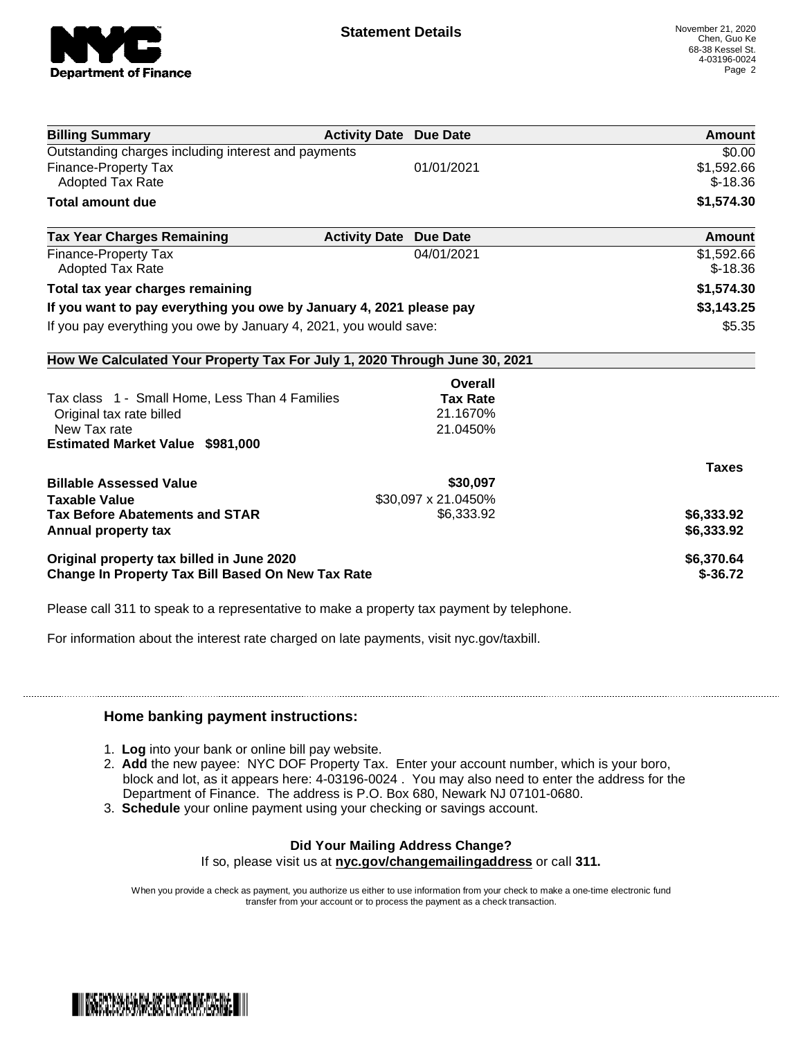## Statement Details

November 21, 2020
Chen, Guo Ke
68-38 Kessel St.
4-03196-0024

| Billing Summary | Activity Date | Due Date | Amount |
|---|---|---|---|
| Outstanding charges including interest and payments | | | $0.00 |
| Finance-Property Tax | | 01/01/2021 | $1,592.66 |
| Adopted Tax Rate | | | $-18.36 |
| **Total amount due** | | | **$1,574.30** |

| Tax Year Charges Remaining | Activity Date | Due Date | Amount |
|---|---|---|---|
| Finance-Property Tax | | 04/01/2021 | $1,592.66 |
| Adopted Tax Rate | | | $-18.36 |
| **Total tax year charges remaining** | | | **$1,574.30** |
| **If you want to pay everything you owe by January 4, 2021 please pay** | | | **$3,143.25** |
| If you pay everything you owe by January 4, 2021, you would save: | | | $5.35 |

### How We Calculated Your Property Tax For July 1, 2020 Through June 30, 2021

| | Overall Tax Rate | |
|---|---|---|
| Tax class 1 - Small Home, Less Than 4 Families | | |
| Original tax rate billed | 21.1670% | |
| New Tax rate | 21.0450% | |
| **Estimated Market Value $981,000** | | |
| | | **Taxes** |
| **Billable Assessed Value** | **$30,097** | |
| **Taxable Value** | $30,097 x 21.0450% | |
| **Tax Before Abatements and STAR** | $6,333.92 | **$6,333.92** |
| **Annual property tax** | | **$6,333.92** |
| **Original property tax billed in June 2020** | | **$6,370.64** |
| **Change In Property Tax Bill Based On New Tax Rate** | | **$-36.72** |

Please call 311 to speak to a representative to make a property tax payment by telephone.

For information about the interest rate charged on late payments, visit nyc.gov/taxbill.

### Home banking payment instructions:

1. **Log** into your bank or online bill pay website.
2. **Add** the new payee: NYC DOF Property Tax. Enter your account number, which is your boro, block and lot, as it appears here: 4-03196-0024 . You may also need to enter the address for the Department of Finance. The address is P.O. Box 680, Newark NJ 07101-0680.
3. **Schedule** your online payment using your checking or savings account.

**Did Your Mailing Address Change?**

If so, please visit us at **nyc.gov/changemailingaddress** or call **311.**

When you provide a check as payment, you authorize us either to use information from your check to make a one-time electronic fund transfer from your account or to process the payment as a check transaction.